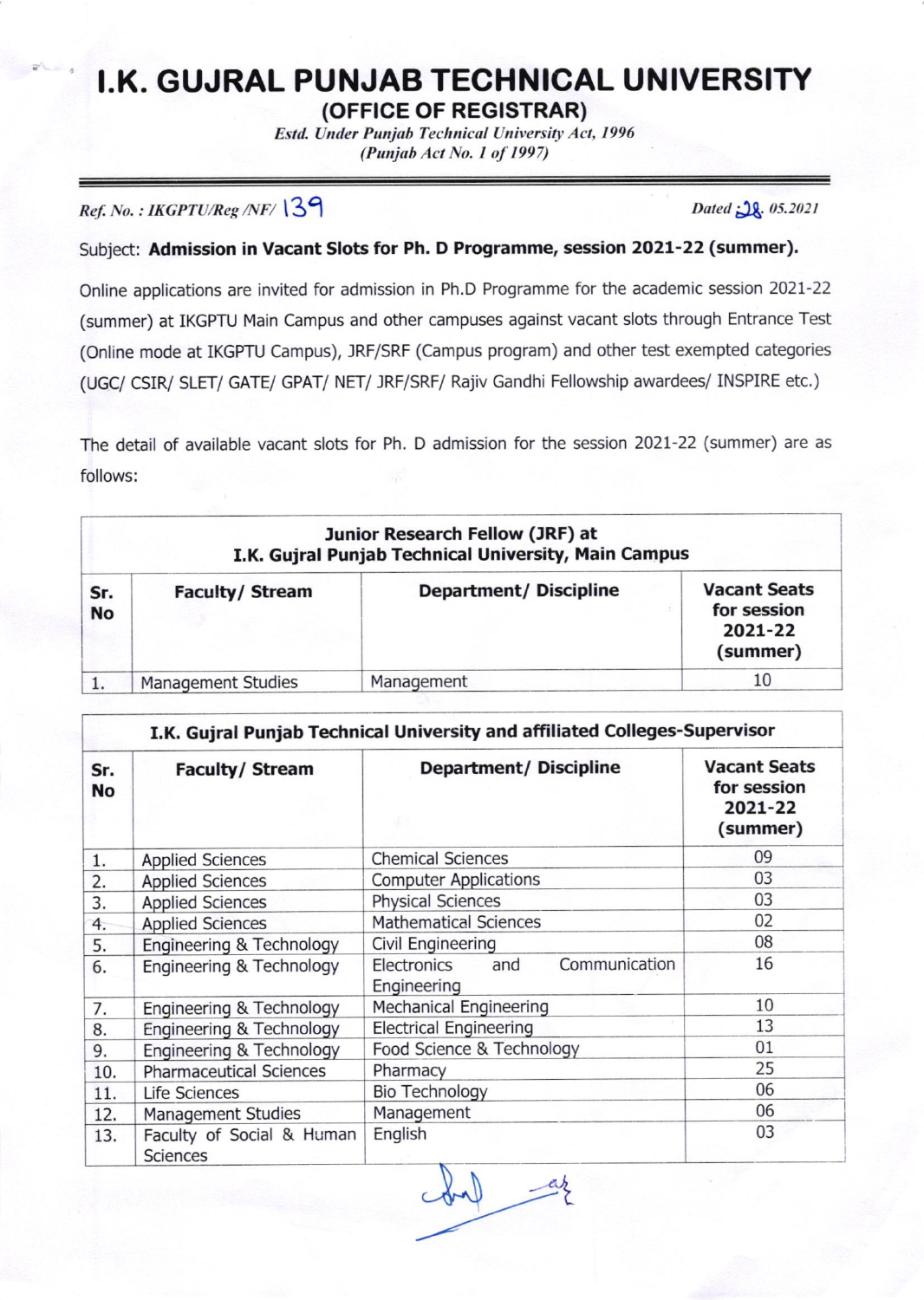# I.K. GUJRAL PUNJAB TECHNICAL UNIVERSITY

## (OFFICE OF REGISTRAR)

*Estd. Under Punjab Technical University Act, 1996*
*(Punjab Act No. 1 of 1997)*

*Ref. No. : IKGPTU/Reg /NF/* 139 *Dated* 28. *05.2021*

Subject: **Admission in Vacant Slots for Ph. D Programme, session 2021-22 (summer).**

Online applications are invited for admission in Ph.D Programme for the academic session 2021-22 (summer) at IKGPTU Main Campus and other campuses against vacant slots through Entrance Test (Online mode at IKGPTU Campus), JRF/SRF (Campus program) and other test exempted categories (UGC/ CSIR/ SLET/ GATE/ GPAT/ NET/ JRF/SRF/ Rajiv Gandhi Fellowship awardees/ INSPIRE etc.)

The detail of available vacant slots for Ph. D admission for the session 2021-22 (summer) are as follows:

| Junior Research Fellow (JRF) at I.K. Gujral Punjab Technical University, Main Campus | | | |
|---|---|---|---|
| **Sr. No** | **Faculty/ Stream** | **Department/ Discipline** | **Vacant Seats for session 2021-22 (summer)** |
| 1. | Management Studies | Management | 10 |

| I.K. Gujral Punjab Technical University and affiliated Colleges-Supervisor | | | |
|---|---|---|---|
| **Sr. No** | **Faculty/ Stream** | **Department/ Discipline** | **Vacant Seats for session 2021-22 (summer)** |
| 1. | Applied Sciences | Chemical Sciences | 09 |
| 2. | Applied Sciences | Computer Applications | 03 |
| 3. | Applied Sciences | Physical Sciences | 03 |
| 4. | Applied Sciences | Mathematical Sciences | 02 |
| 5. | Engineering & Technology | Civil Engineering | 08 |
| 6. | Engineering & Technology | Electronics and Communication Engineering | 16 |
| 7. | Engineering & Technology | Mechanical Engineering | 10 |
| 8. | Engineering & Technology | Electrical Engineering | 13 |
| 9. | Engineering & Technology | Food Science & Technology | 01 |
| 10. | Pharmaceutical Sciences | Pharmacy | 25 |
| 11. | Life Sciences | Bio Technology | 06 |
| 12. | Management Studies | Management | 06 |
| 13. | Faculty of Social & Human Sciences | English | 03 |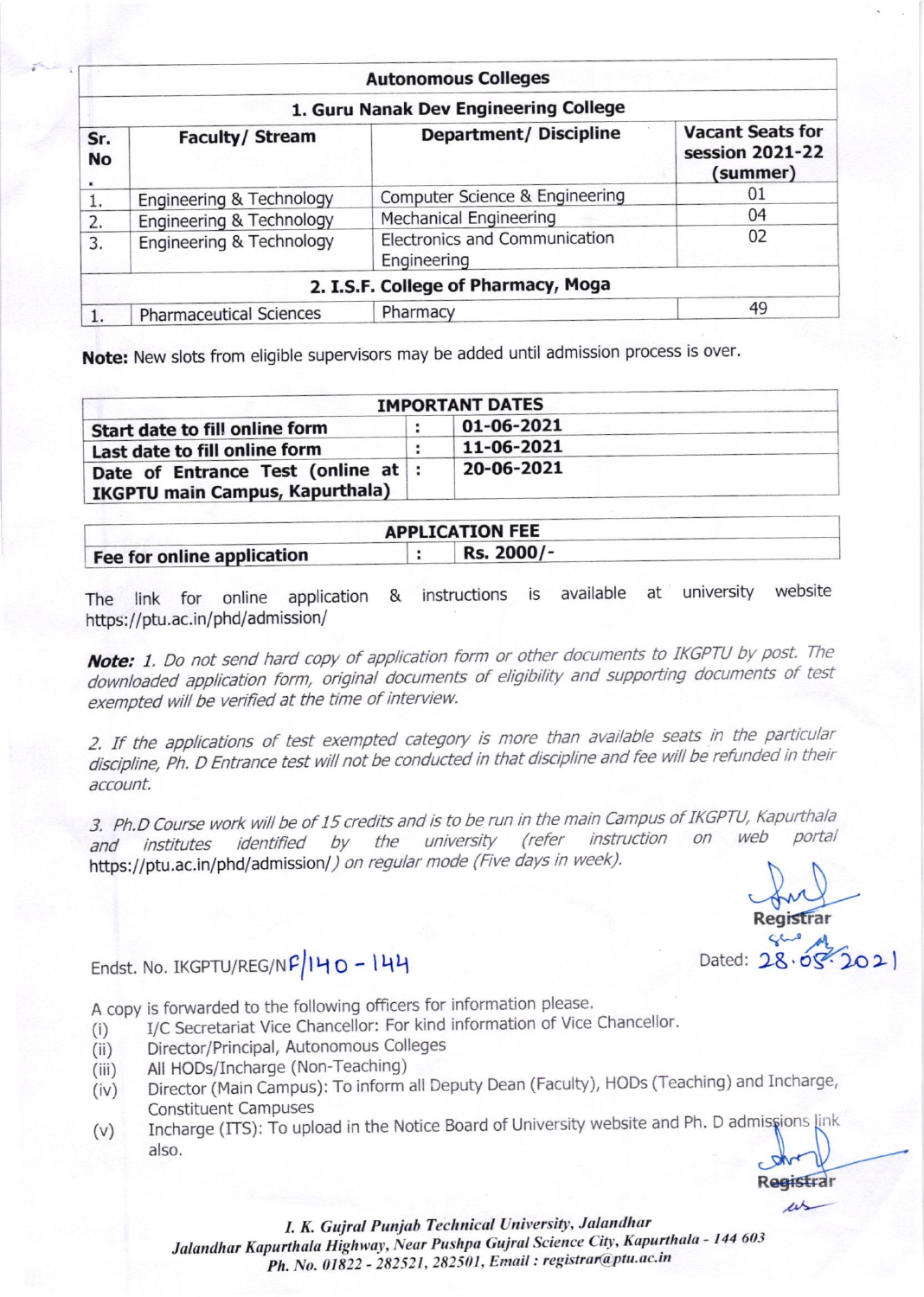| Autonomous Colleges | | | |
|---|---|---|---|
| **1. Guru Nanak Dev Engineering College** | | | |
| **Sr. No.** | **Faculty/ Stream** | **Department/ Discipline** | **Vacant Seats for session 2021-22 (summer)** |
| 1. | Engineering & Technology | Computer Science & Engineering | 01 |
| 2. | Engineering & Technology | Mechanical Engineering | 04 |
| 3. | Engineering & Technology | Electronics and Communication Engineering | 02 |
| **2. I.S.F. College of Pharmacy, Moga** | | | |
| 1. | Pharmaceutical Sciences | Pharmacy | 49 |

**Note:** New slots from eligible supervisors may be added until admission process is over.

| IMPORTANT DATES | | |
|---|---|---|
| **Start date to fill online form** | : | **01-06-2021** |
| **Last date to fill online form** | : | **11-06-2021** |
| **Date of Entrance Test (online at IKGPTU main Campus, Kapurthala)** | : | **20-06-2021** |

| APPLICATION FEE | | |
|---|---|---|
| **Fee for online application** | : | **Rs. 2000/-** |

The link for online application & instructions is available at university website https://ptu.ac.in/phd/admission/

***Note:*** *1. Do not send hard copy of application form or other documents to IKGPTU by post. The downloaded application form, original documents of eligibility and supporting documents of test exempted will be verified at the time of interview.*

*2. If the applications of test exempted category is more than available seats in the particular discipline, Ph. D Entrance test will not be conducted in that discipline and fee will be refunded in their account.*

*3. Ph.D Course work will be of 15 credits and is to be run in the main Campus of IKGPTU, Kapurthala and institutes identified by the university (refer instruction on web portal* https://ptu.ac.in/phd/admission/*) on regular mode (Five days in week).*

Registrar

Endst. No. IKGPTU/REG/NF/140 - 144

Dated: 28.05.2021

A copy is forwarded to the following officers for information please.

(i) I/C Secretariat Vice Chancellor: For kind information of Vice Chancellor.
(ii) Director/Principal, Autonomous Colleges
(iii) All HODs/Incharge (Non-Teaching)
(iv) Director (Main Campus): To inform all Deputy Dean (Faculty), HODs (Teaching) and Incharge, Constituent Campuses
(v) Incharge (ITS): To upload in the Notice Board of University website and Ph. D admissions link also.

Registrar

*I. K. Gujral Punjab Technical University, Jalandhar*
*Jalandhar Kapurthala Highway, Near Pushpa Gujral Science City, Kapurthala - 144 603*
*Ph. No. 01822 - 282521, 282501, Email : registrar@ptu.ac.in*